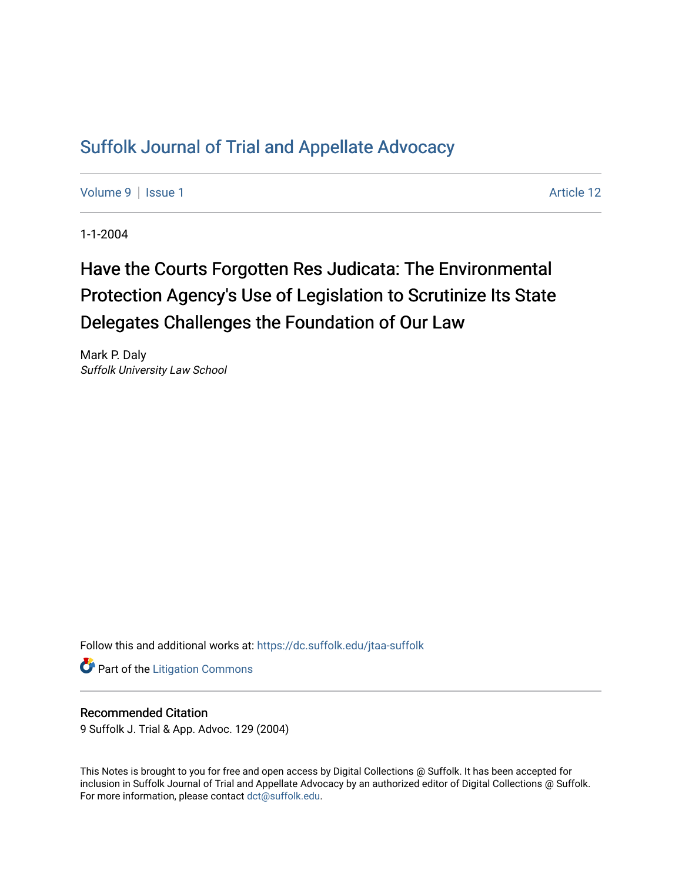# Suffolk Journal of Trial and Appellate Advocacy

Volume 9 | Issue 1 | Article 12

1-1-2004

## Have the Courts Forgotten Res Judicata: The Environmental Protection Agency's Use of Legislation to Scrutinize Its State Delegates Challenges the Foundation of Our Law

Mark P. Daly
*Suffolk University Law School*

Follow this and additional works at: https://dc.suffolk.edu/jtaa-suffolk

Part of the Litigation Commons

### Recommended Citation

9 Suffolk J. Trial & App. Advoc. 129 (2004)

This Notes is brought to you for free and open access by Digital Collections @ Suffolk. It has been accepted for inclusion in Suffolk Journal of Trial and Appellate Advocacy by an authorized editor of Digital Collections @ Suffolk. For more information, please contact dct@suffolk.edu.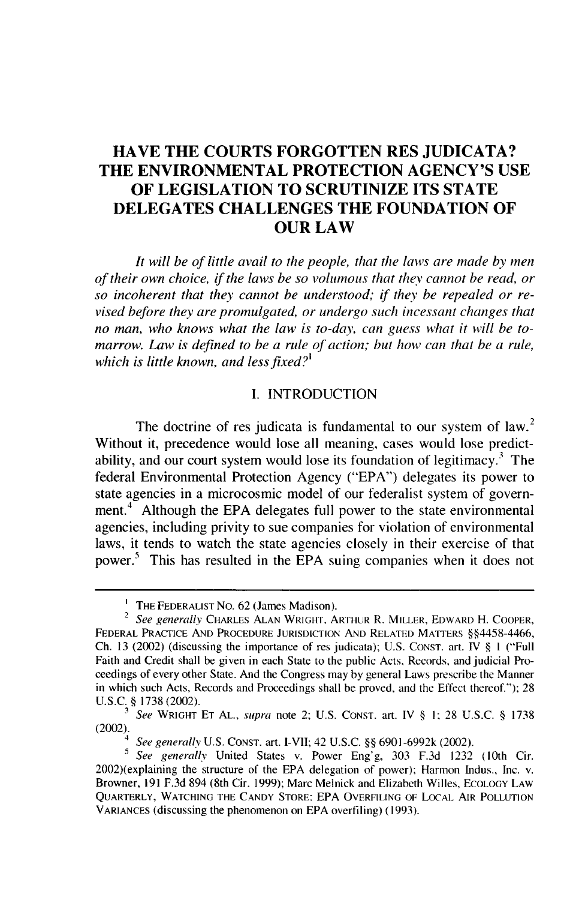# HAVE THE COURTS FORGOTTEN RES JUDICATA? THE ENVIRONMENTAL PROTECTION AGENCY'S USE OF LEGISLATION TO SCRUTINIZE ITS STATE DELEGATES CHALLENGES THE FOUNDATION OF OUR LAW

*It will be of little avail to the people, that the laws are made by men of their own choice, if the laws be so voluminous that they cannot be read, or so incoherent that they cannot be understood; if they be repealed or revised before they are promulgated, or undergo such incessant changes that no man, who knows what the law is to-day, can guess what it will be to-marrow. Law is defined to be a rule of action; but how can that be a rule, which is little known, and less fixed?*[1]

## I. INTRODUCTION

The doctrine of res judicata is fundamental to our system of law.[2] Without it, precedence would lose all meaning, cases would lose predictability, and our court system would lose its foundation of legitimacy.[3] The federal Environmental Protection Agency ("EPA") delegates its power to state agencies in a microcosmic model of our federalist system of government.[4] Although the EPA delegates full power to the state environmental agencies, including privity to sue companies for violation of environmental laws, it tends to watch the state agencies closely in their exercise of that power.[5] This has resulted in the EPA suing companies when it does not

---

[1] THE FEDERALIST NO. 62 (James Madison).

[2] *See generally* CHARLES ALAN WRIGHT, ARTHUR R. MILLER, EDWARD H. COOPER, FEDERAL PRACTICE AND PROCEDURE JURISDICTION AND RELATED MATTERS §§4458-4466, Ch. 13 (2002) (discussing the importance of res judicata); U.S. CONST. art. IV § 1 ("Full Faith and Credit shall be given in each State to the public Acts, Records, and judicial Proceedings of every other State. And the Congress may by general Laws prescribe the Manner in which such Acts, Records and Proceedings shall be proved, and the Effect thereof."); 28 U.S.C. § 1738 (2002).

[3] *See* WRIGHT ET AL., *supra* note 2; U.S. CONST. art. IV § 1; 28 U.S.C. § 1738 (2002).

[4] *See generally* U.S. CONST. art. I-VII; 42 U.S.C. §§ 6901-6992k (2002).

[5] *See generally* United States v. Power Eng'g, 303 F.3d 1232 (10th Cir. 2002)(explaining the structure of the EPA delegation of power); Harmon Indus., Inc. v. Browner, 191 F.3d 894 (8th Cir. 1999); Marc Melnick and Elizabeth Willes, ECOLOGY LAW QUARTERLY, WATCHING THE CANDY STORE: EPA OVERFILING OF LOCAL AIR POLLUTION VARIANCES (discussing the phenomenon on EPA overfiling) (1993).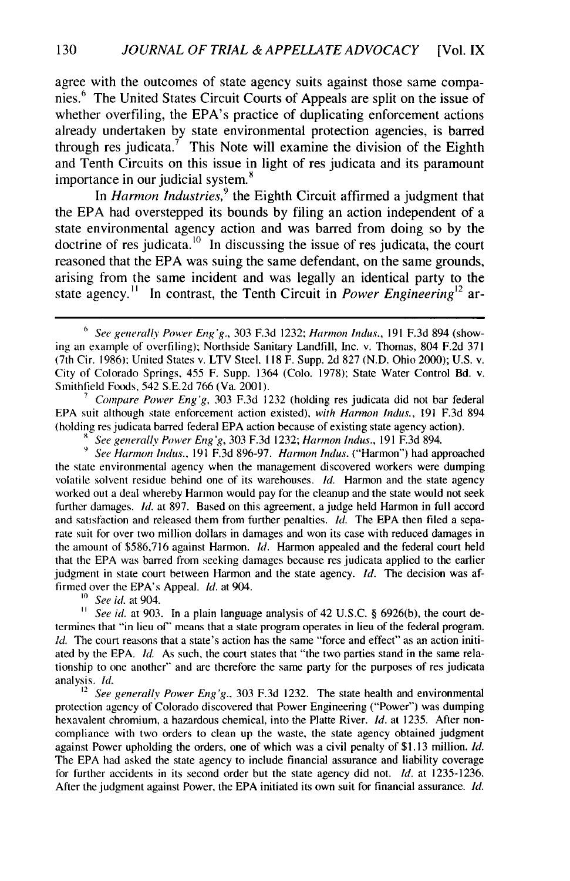agree with the outcomes of state agency suits against those same companies.[6] The United States Circuit Courts of Appeals are split on the issue of whether overfiling, the EPA's practice of duplicating enforcement actions already undertaken by state environmental protection agencies, is barred through res judicata.[7] This Note will examine the division of the Eighth and Tenth Circuits on this issue in light of res judicata and its paramount importance in our judicial system.[8]

In *Harmon Industries*,[9] the Eighth Circuit affirmed a judgment that the EPA had overstepped its bounds by filing an action independent of a state environmental agency action and was barred from doing so by the doctrine of res judicata.[10] In discussing the issue of res judicata, the court reasoned that the EPA was suing the same defendant, on the same grounds, arising from the same incident and was legally an identical party to the state agency.[11] In contrast, the Tenth Circuit in *Power Engineering*[12] ar-

---

[6] *See generally Power Eng'g*., 303 F.3d 1232; *Harmon Indus.*, 191 F.3d 894 (showing an example of overfiling); Northside Sanitary Landfill, Inc. v. Thomas, 804 F.2d 371 (7th Cir. 1986); United States v. LTV Steel, 118 F. Supp. 2d 827 (N.D. Ohio 2000); U.S. v. City of Colorado Springs, 455 F. Supp. 1364 (Colo. 1978); State Water Control Bd. v. Smithfield Foods, 542 S.E.2d 766 (Va. 2001).

[7] *Compare Power Eng'g*, 303 F.3d 1232 (holding res judicata did not bar federal EPA suit although state enforcement action existed), *with Harmon Indus.*, 191 F.3d 894 (holding res judicata barred federal EPA action because of existing state agency action).

[8] *See generally Power Eng'g*, 303 F.3d 1232; *Harmon Indus.*, 191 F.3d 894.

[9] *See Harmon Indus.*, 191 F.3d 896-97. *Harmon Indus.* ("Harmon") had approached the state environmental agency when the management discovered workers were dumping volatile solvent residue behind one of its warehouses. *Id.* Harmon and the state agency worked out a deal whereby Harmon would pay for the cleanup and the state would not seek further damages. *Id.* at 897. Based on this agreement, a judge held Harmon in full accord and satisfaction and released them from further penalties. *Id.* The EPA then filed a separate suit for over two million dollars in damages and won its case with reduced damages in the amount of $586,716 against Harmon. *Id.* Harmon appealed and the federal court held that the EPA was barred from seeking damages because res judicata applied to the earlier judgment in state court between Harmon and the state agency. *Id.* The decision was affirmed over the EPA's Appeal. *Id.* at 904.

[10] *See id.* at 904.

[11] *See id.* at 903. In a plain language analysis of 42 U.S.C. § 6926(b), the court determines that "in lieu of" means that a state program operates in lieu of the federal program. *Id.* The court reasons that a state's action has the same "force and effect" as an action initiated by the EPA. *Id.* As such, the court states that "the two parties stand in the same relationship to one another" and are therefore the same party for the purposes of res judicata analysis. *Id.*

[12] *See generally Power Eng'g*., 303 F.3d 1232. The state health and environmental protection agency of Colorado discovered that Power Engineering ("Power") was dumping hexavalent chromium, a hazardous chemical, into the Platte River. *Id.* at 1235. After noncompliance with two orders to clean up the waste, the state agency obtained judgment against Power upholding the orders, one of which was a civil penalty of $1.13 million. *Id.* The EPA had asked the state agency to include financial assurance and liability coverage for further accidents in its second order but the state agency did not. *Id.* at 1235-1236. After the judgment against Power, the EPA initiated its own suit for financial assurance. *Id.*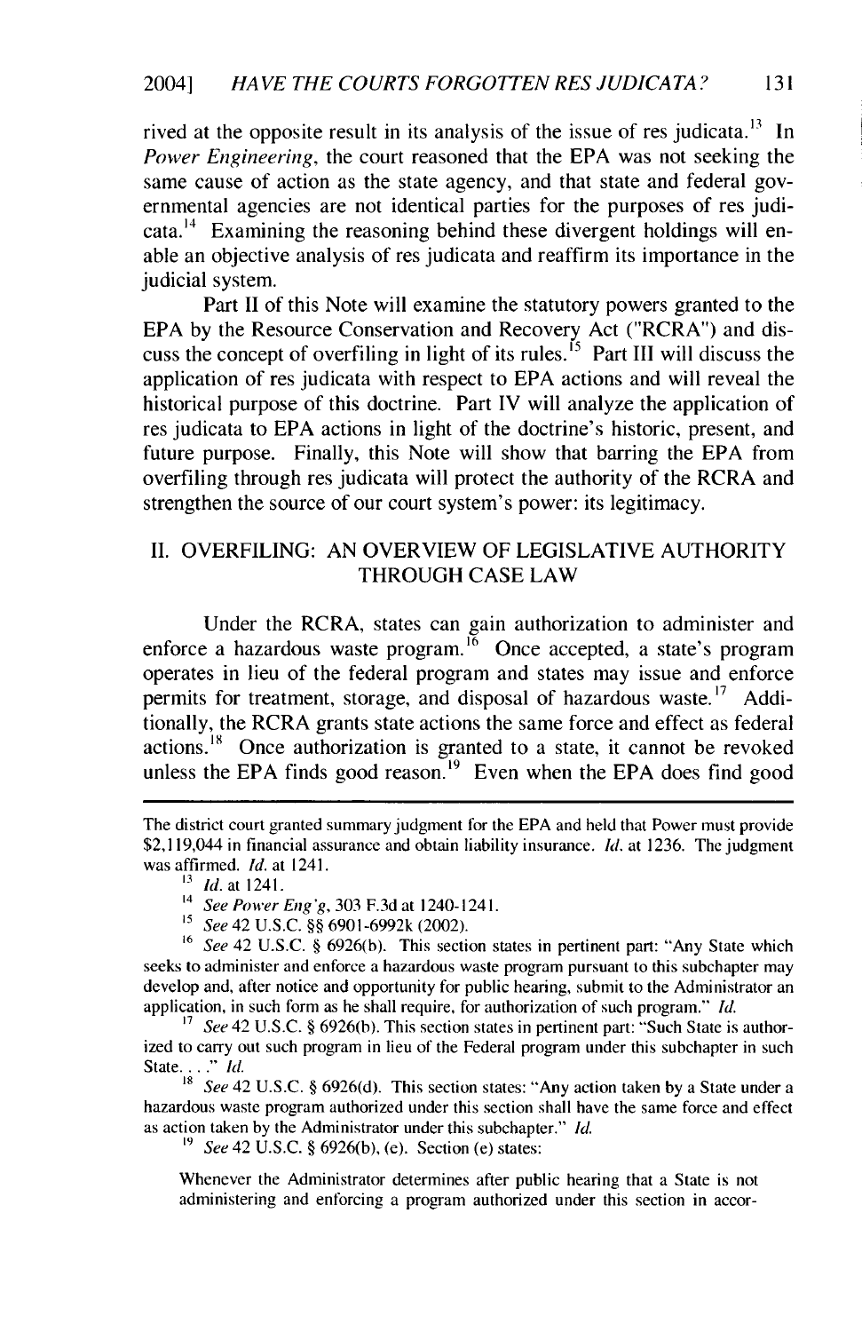rived at the opposite result in its analysis of the issue of res judicata.[13] In *Power Engineering*, the court reasoned that the EPA was not seeking the same cause of action as the state agency, and that state and federal governmental agencies are not identical parties for the purposes of res judicata.[14] Examining the reasoning behind these divergent holdings will enable an objective analysis of res judicata and reaffirm its importance in the judicial system.

Part II of this Note will examine the statutory powers granted to the EPA by the Resource Conservation and Recovery Act ("RCRA") and discuss the concept of overfiling in light of its rules.[15] Part III will discuss the application of res judicata with respect to EPA actions and will reveal the historical purpose of this doctrine. Part IV will analyze the application of res judicata to EPA actions in light of the doctrine's historic, present, and future purpose. Finally, this Note will show that barring the EPA from overfiling through res judicata will protect the authority of the RCRA and strengthen the source of our court system's power: its legitimacy.

## II. OVERFILING: AN OVERVIEW OF LEGISLATIVE AUTHORITY THROUGH CASE LAW

Under the RCRA, states can gain authorization to administer and enforce a hazardous waste program.[16] Once accepted, a state's program operates in lieu of the federal program and states may issue and enforce permits for treatment, storage, and disposal of hazardous waste.[17] Additionally, the RCRA grants state actions the same force and effect as federal actions.[18] Once authorization is granted to a state, it cannot be revoked unless the EPA finds good reason.[19] Even when the EPA does find good

---

The district court granted summary judgment for the EPA and held that Power must provide $2,119,044 in financial assurance and obtain liability insurance. *Id.* at 1236. The judgment was affirmed. *Id.* at 1241.

[13] *Id.* at 1241.

[14] *See Power Eng'g*, 303 F.3d at 1240-1241.

[15] *See* 42 U.S.C. §§ 6901-6992k (2002).

[16] *See* 42 U.S.C. § 6926(b). This section states in pertinent part: "Any State which seeks to administer and enforce a hazardous waste program pursuant to this subchapter may develop and, after notice and opportunity for public hearing, submit to the Administrator an application, in such form as he shall require, for authorization of such program." *Id.*

[17] *See* 42 U.S.C. § 6926(b). This section states in pertinent part: "Such State is authorized to carry out such program in lieu of the Federal program under this subchapter in such State. . . ." *Id.*

[18] *See* 42 U.S.C. § 6926(d). This section states: "Any action taken by a State under a hazardous waste program authorized under this section shall have the same force and effect as action taken by the Administrator under this subchapter." *Id.*

[19] *See* 42 U.S.C. § 6926(b), (e). Section (e) states:

> Whenever the Administrator determines after public hearing that a State is not administering and enforcing a program authorized under this section in accor-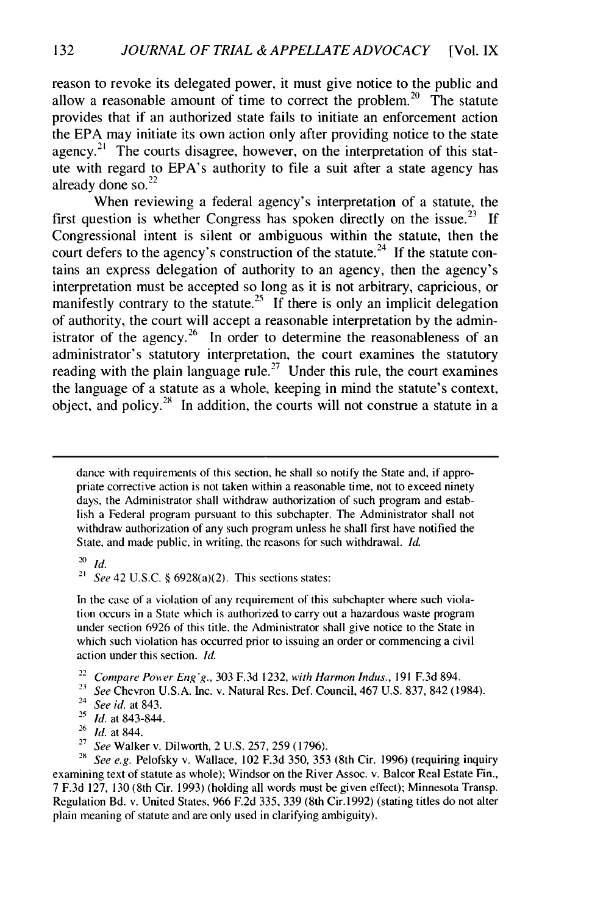reason to revoke its delegated power, it must give notice to the public and allow a reasonable amount of time to correct the problem.[20] The statute provides that if an authorized state fails to initiate an enforcement action the EPA may initiate its own action only after providing notice to the state agency.[21] The courts disagree, however, on the interpretation of this statute with regard to EPA's authority to file a suit after a state agency has already done so.[22]

When reviewing a federal agency's interpretation of a statute, the first question is whether Congress has spoken directly on the issue.[23] If Congressional intent is silent or ambiguous within the statute, then the court defers to the agency's construction of the statute.[24] If the statute contains an express delegation of authority to an agency, then the agency's interpretation must be accepted so long as it is not arbitrary, capricious, or manifestly contrary to the statute.[25] If there is only an implicit delegation of authority, the court will accept a reasonable interpretation by the administrator of the agency.[26] In order to determine the reasonableness of an administrator's statutory interpretation, the court examines the statutory reading with the plain language rule.[27] Under this rule, the court examines the language of a statute as a whole, keeping in mind the statute's context, object, and policy.[28] In addition, the courts will not construe a statute in a

---

dance with requirements of this section, he shall so notify the State and, if appropriate corrective action is not taken within a reasonable time, not to exceed ninety days, the Administrator shall withdraw authorization of such program and establish a Federal program pursuant to this subchapter. The Administrator shall not withdraw authorization of any such program unless he shall first have notified the State, and made public, in writing, the reasons for such withdrawal. *Id.*

[20] *Id.*

[21] *See* 42 U.S.C. § 6928(a)(2). This sections states:

> In the case of a violation of any requirement of this subchapter where such violation occurs in a State which is authorized to carry out a hazardous waste program under section 6926 of this title, the Administrator shall give notice to the State in which such violation has occurred prior to issuing an order or commencing a civil action under this section. *Id.*

[22] *Compare Power Eng'g.*, 303 F.3d 1232, *with Harmon Indus.*, 191 F.3d 894.

[23] *See* Chevron U.S.A. Inc. v. Natural Res. Def. Council, 467 U.S. 837, 842 (1984).

[24] *See id.* at 843.

[25] *Id.* at 843-844.

[26] *Id.* at 844.

[27] *See* Walker v. Dilworth, 2 U.S. 257, 259 (1796).

[28] *See e.g.* Pelofsky v. Wallace, 102 F.3d 350, 353 (8th Cir. 1996) (requiring inquiry examining text of statute as whole); Windsor on the River Assoc. v. Balcor Real Estate Fin., 7 F.3d 127, 130 (8th Cir. 1993) (holding all words must be given effect); Minnesota Transp. Regulation Bd. v. United States, 966 F.2d 335, 339 (8th Cir.1992) (stating titles do not alter plain meaning of statute and are only used in clarifying ambiguity).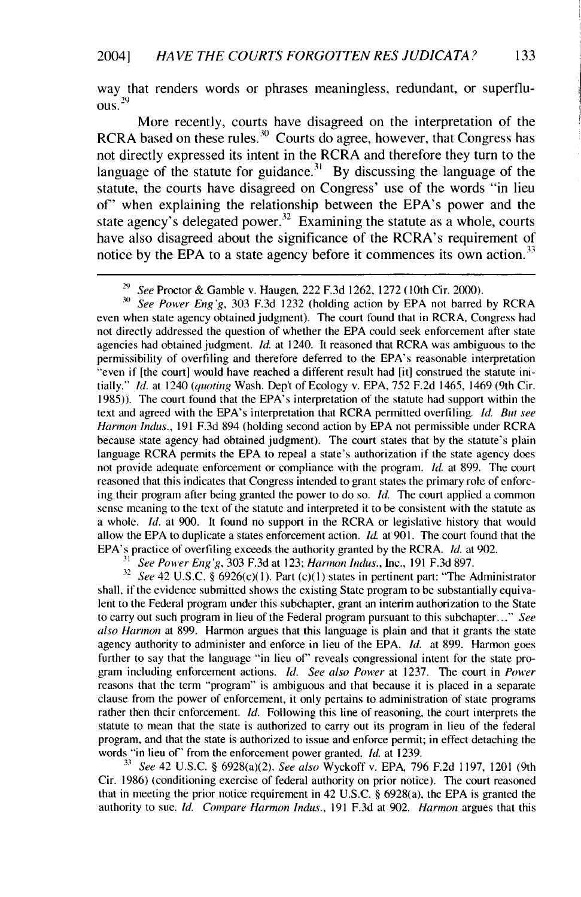way that renders words or phrases meaningless, redundant, or superfluous.[29]

More recently, courts have disagreed on the interpretation of the RCRA based on these rules.[30] Courts do agree, however, that Congress has not directly expressed its intent in the RCRA and therefore they turn to the language of the statute for guidance.[31] By discussing the language of the statute, the courts have disagreed on Congress' use of the words "in lieu of" when explaining the relationship between the EPA's power and the state agency's delegated power.[32] Examining the statute as a whole, courts have also disagreed about the significance of the RCRA's requirement of notice by the EPA to a state agency before it commences its own action.[33]

---

[29] *See* Proctor & Gamble v. Haugen, 222 F.3d 1262, 1272 (10th Cir. 2000).

[30] *See Power Eng'g*, 303 F.3d 1232 (holding action by EPA not barred by RCRA even when state agency obtained judgment). The court found that in RCRA, Congress had not directly addressed the question of whether the EPA could seek enforcement after state agencies had obtained judgment. *Id.* at 1240. It reasoned that RCRA was ambiguous to the permissibility of overfiling and therefore deferred to the EPA's reasonable interpretation "even if [the court] would have reached a different result had [it] construed the statute initially." *Id.* at 1240 (*quoting* Wash. Dep't of Ecology v. EPA, 752 F.2d 1465, 1469 (9th Cir. 1985)). The court found that the EPA's interpretation of the statute had support within the text and agreed with the EPA's interpretation that RCRA permitted overfiling. *Id. But see Harmon Indus.*, 191 F.3d 894 (holding second action by EPA not permissible under RCRA because state agency had obtained judgment). The court states that by the statute's plain language RCRA permits the EPA to repeal a state's authorization if the state agency does not provide adequate enforcement or compliance with the program. *Id.* at 899. The court reasoned that this indicates that Congress intended to grant states the primary role of enforcing their program after being granted the power to do so. *Id.* The court applied a common sense meaning to the text of the statute and interpreted it to be consistent with the statute as a whole. *Id.* at 900. It found no support in the RCRA or legislative history that would allow the EPA to duplicate a states enforcement action. *Id.* at 901. The court found that the EPA's practice of overfiling exceeds the authority granted by the RCRA. *Id.* at 902.

[31] *See Power Eng'g*, 303 F.3d at 123; *Harmon Indus.*, Inc., 191 F.3d 897.

[32] *See* 42 U.S.C. § 6926(c)(1). Part (c)(1) states in pertinent part: "The Administrator shall, if the evidence submitted shows the existing State program to be substantially equivalent to the Federal program under this subchapter, grant an interim authorization to the State to carry out such program in lieu of the Federal program pursuant to this subchapter..." *See also Harmon* at 899. Harmon argues that this language is plain and that it grants the state agency authority to administer and enforce in lieu of the EPA. *Id.* at 899. Harmon goes further to say that the language "in lieu of" reveals congressional intent for the state program including enforcement actions. *Id. See also Power* at 1237. The court in *Power* reasons that the term "program" is ambiguous and that because it is placed in a separate clause from the power of enforcement, it only pertains to administration of state programs rather then their enforcement. *Id.* Following this line of reasoning, the court interprets the statute to mean that the state is authorized to carry out its program in lieu of the federal program, and that the state is authorized to issue and enforce permit; in effect detaching the words "in lieu of" from the enforcement power granted. *Id.* at 1239.

[33] *See* 42 U.S.C. § 6928(a)(2). *See also* Wyckoff v. EPA, 796 F.2d 1197, 1201 (9th Cir. 1986) (conditioning exercise of federal authority on prior notice). The court reasoned that in meeting the prior notice requirement in 42 U.S.C. § 6928(a), the EPA is granted the authority to sue. *Id. Compare Harmon Indus.*, 191 F.3d at 902. *Harmon* argues that this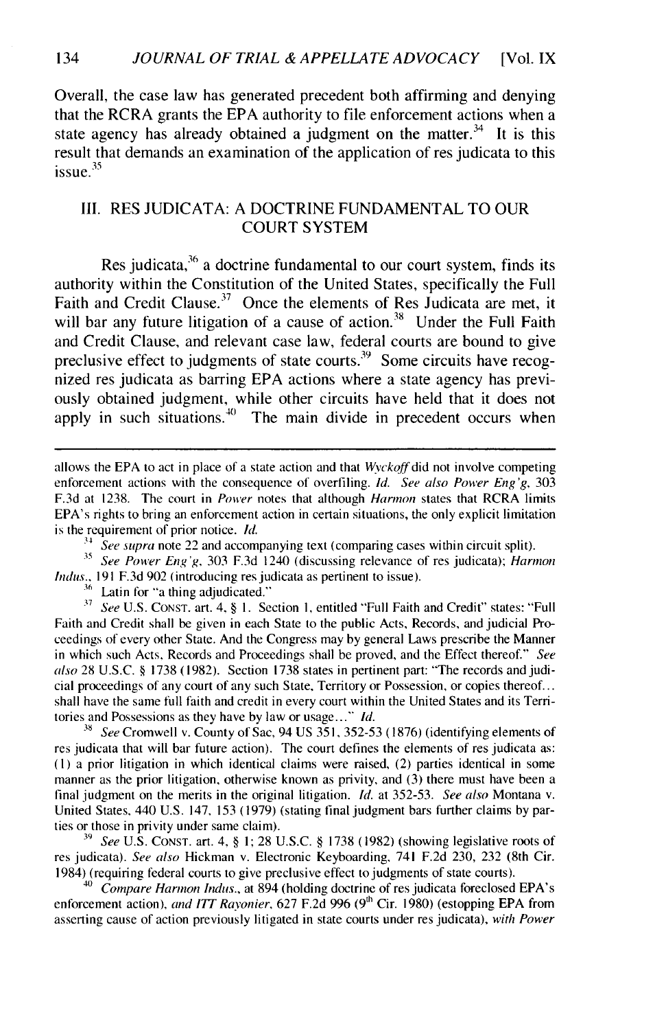Overall, the case law has generated precedent both affirming and denying that the RCRA grants the EPA authority to file enforcement actions when a state agency has already obtained a judgment on the matter.[34] It is this result that demands an examination of the application of res judicata to this issue.[35]

## III. RES JUDICATA: A DOCTRINE FUNDAMENTAL TO OUR COURT SYSTEM

Res judicata,[36] a doctrine fundamental to our court system, finds its authority within the Constitution of the United States, specifically the Full Faith and Credit Clause.[37] Once the elements of Res Judicata are met, it will bar any future litigation of a cause of action.[38] Under the Full Faith and Credit Clause, and relevant case law, federal courts are bound to give preclusive effect to judgments of state courts.[39] Some circuits have recognized res judicata as barring EPA actions where a state agency has previously obtained judgment, while other circuits have held that it does not apply in such situations.[40] The main divide in precedent occurs when

---

allows the EPA to act in place of a state action and that *Wyckoff* did not involve competing enforcement actions with the consequence of overfiling. *Id. See also Power Eng'g*, 303 F.3d at 1238. The court in *Power* notes that although *Harmon* states that RCRA limits EPA's rights to bring an enforcement action in certain situations, the only explicit limitation is the requirement of prior notice. *Id.*

[34] *See supra* note 22 and accompanying text (comparing cases within circuit split).

[35] *See Power Eng'g*, 303 F.3d 1240 (discussing relevance of res judicata); *Harmon Indus.*, 191 F.3d 902 (introducing res judicata as pertinent to issue).

[36] Latin for "a thing adjudicated."

[37] *See* U.S. CONST. art. 4, § 1. Section 1, entitled "Full Faith and Credit" states: "Full Faith and Credit shall be given in each State to the public Acts, Records, and judicial Proceedings of every other State. And the Congress may by general Laws prescribe the Manner in which such Acts, Records and Proceedings shall be proved, and the Effect thereof." *See also* 28 U.S.C. § 1738 (1982). Section 1738 states in pertinent part: "The records and judicial proceedings of any court of any such State, Territory or Possession, or copies thereof... shall have the same full faith and credit in every court within the United States and its Territories and Possessions as they have by law or usage..." *Id.*

[38] *See* Cromwell v. County of Sac, 94 US 351, 352-53 (1876) (identifying elements of res judicata that will bar future action). The court defines the elements of res judicata as: (1) a prior litigation in which identical claims were raised, (2) parties identical in some manner as the prior litigation, otherwise known as privity, and (3) there must have been a final judgment on the merits in the original litigation. *Id.* at 352-53. *See also* Montana v. United States, 440 U.S. 147, 153 (1979) (stating final judgment bars further claims by parties or those in privity under same claim).

[39] *See* U.S. CONST. art. 4, § 1; 28 U.S.C. § 1738 (1982) (showing legislative roots of res judicata). *See also* Hickman v. Electronic Keyboarding, 741 F.2d 230, 232 (8th Cir. 1984) (requiring federal courts to give preclusive effect to judgments of state courts).

[40] *Compare Harmon Indus.*, at 894 (holding doctrine of res judicata foreclosed EPA's enforcement action), *and ITT Rayonier*, 627 F.2d 996 (9th Cir. 1980) (estopping EPA from asserting cause of action previously litigated in state courts under res judicata), *with Power*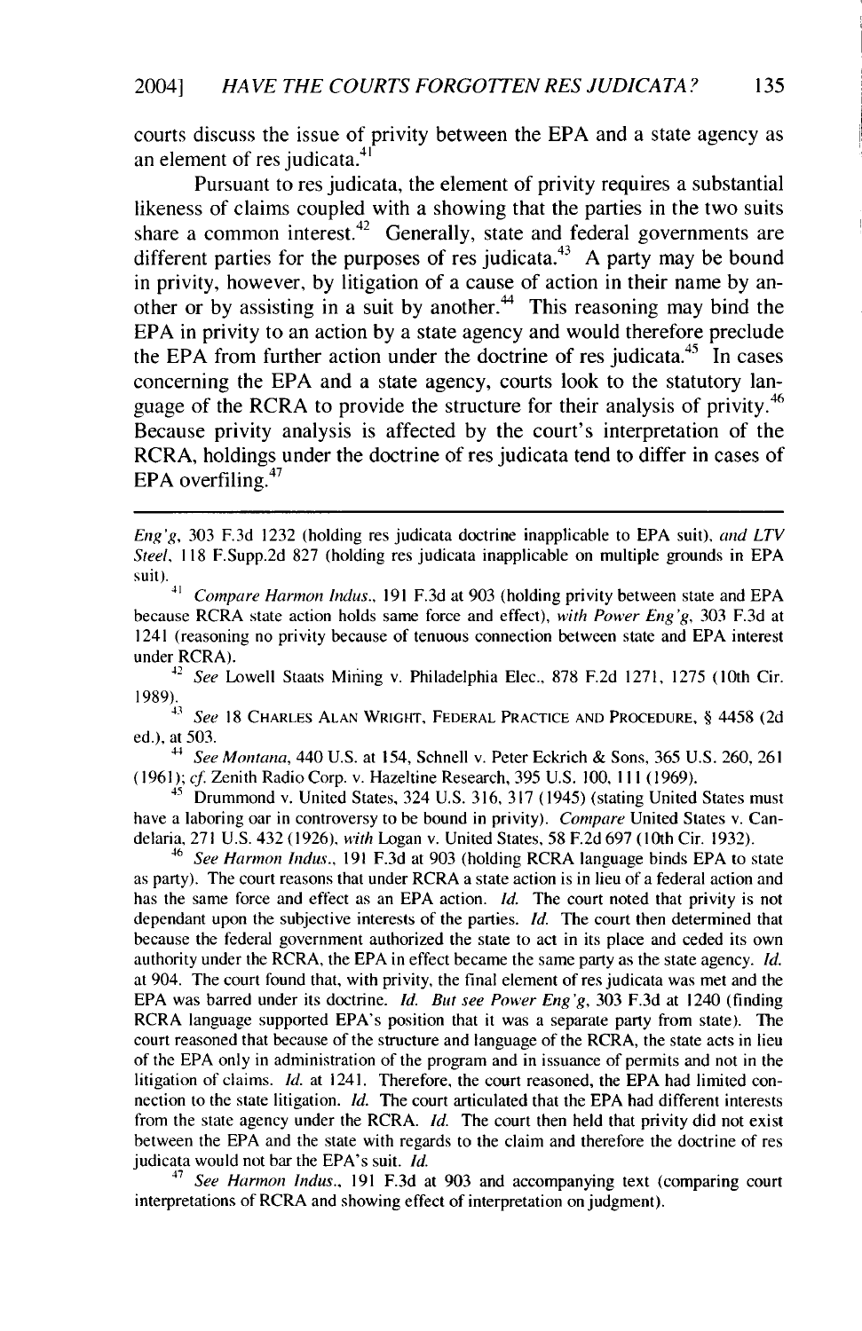courts discuss the issue of privity between the EPA and a state agency as an element of res judicata.[41]

Pursuant to res judicata, the element of privity requires a substantial likeness of claims coupled with a showing that the parties in the two suits share a common interest.[42] Generally, state and federal governments are different parties for the purposes of res judicata.[43] A party may be bound in privity, however, by litigation of a cause of action in their name by another or by assisting in a suit by another.[44] This reasoning may bind the EPA in privity to an action by a state agency and would therefore preclude the EPA from further action under the doctrine of res judicata.[45] In cases concerning the EPA and a state agency, courts look to the statutory language of the RCRA to provide the structure for their analysis of privity.[46] Because privity analysis is affected by the court's interpretation of the RCRA, holdings under the doctrine of res judicata tend to differ in cases of EPA overfiling.[47]

---

*Eng'g*, 303 F.3d 1232 (holding res judicata doctrine inapplicable to EPA suit), *and LTV Steel*, 118 F.Supp.2d 827 (holding res judicata inapplicable on multiple grounds in EPA suit).

[41] *Compare Harmon Indus.*, 191 F.3d at 903 (holding privity between state and EPA because RCRA state action holds same force and effect), *with Power Eng'g*, 303 F.3d at 1241 (reasoning no privity because of tenuous connection between state and EPA interest under RCRA).

[42] *See* Lowell Staats Mining v. Philadelphia Elec., 878 F.2d 1271, 1275 (10th Cir. 1989).

[43] *See* 18 CHARLES ALAN WRIGHT, FEDERAL PRACTICE AND PROCEDURE, § 4458 (2d ed.), at 503.

[44] *See Montana*, 440 U.S. at 154, Schnell v. Peter Eckrich & Sons, 365 U.S. 260, 261 (1961); *cf.* Zenith Radio Corp. v. Hazeltine Research, 395 U.S. 100, 111 (1969).

[45] Drummond v. United States, 324 U.S. 316, 317 (1945) (stating United States must have a laboring oar in controversy to be bound in privity). *Compare* United States v. Candelaria, 271 U.S. 432 (1926), *with* Logan v. United States, 58 F.2d 697 (10th Cir. 1932).

[46] *See Harmon Indus.*, 191 F.3d at 903 (holding RCRA language binds EPA to state as party). The court reasons that under RCRA a state action is in lieu of a federal action and has the same force and effect as an EPA action. *Id.* The court noted that privity is not dependant upon the subjective interests of the parties. *Id.* The court then determined that because the federal government authorized the state to act in its place and ceded its own authority under the RCRA, the EPA in effect became the same party as the state agency. *Id.* at 904. The court found that, with privity, the final element of res judicata was met and the EPA was barred under its doctrine. *Id. But see Power Eng'g*, 303 F.3d at 1240 (finding RCRA language supported EPA's position that it was a separate party from state). The court reasoned that because of the structure and language of the RCRA, the state acts in lieu of the EPA only in administration of the program and in issuance of permits and not in the litigation of claims. *Id.* at 1241. Therefore, the court reasoned, the EPA had limited connection to the state litigation. *Id.* The court articulated that the EPA had different interests from the state agency under the RCRA. *Id.* The court then held that privity did not exist between the EPA and the state with regards to the claim and therefore the doctrine of res judicata would not bar the EPA's suit. *Id.*

[47] *See Harmon Indus.*, 191 F.3d at 903 and accompanying text (comparing court interpretations of RCRA and showing effect of interpretation on judgment).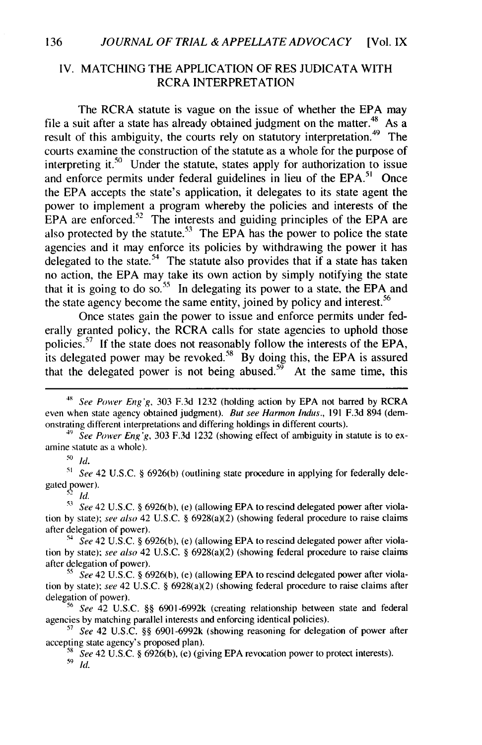## IV. MATCHING THE APPLICATION OF RES JUDICATA WITH RCRA INTERPRETATION

The RCRA statute is vague on the issue of whether the EPA may file a suit after a state has already obtained judgment on the matter.[48] As a result of this ambiguity, the courts rely on statutory interpretation.[49] The courts examine the construction of the statute as a whole for the purpose of interpreting it.[50] Under the statute, states apply for authorization to issue and enforce permits under federal guidelines in lieu of the EPA.[51] Once the EPA accepts the state's application, it delegates to its state agent the power to implement a program whereby the policies and interests of the EPA are enforced.[52] The interests and guiding principles of the EPA are also protected by the statute.[53] The EPA has the power to police the state agencies and it may enforce its policies by withdrawing the power it has delegated to the state.[54] The statute also provides that if a state has taken no action, the EPA may take its own action by simply notifying the state that it is going to do so.[55] In delegating its power to a state, the EPA and the state agency become the same entity, joined by policy and interest.[56]

Once states gain the power to issue and enforce permits under federally granted policy, the RCRA calls for state agencies to uphold those policies.[57] If the state does not reasonably follow the interests of the EPA, its delegated power may be revoked.[58] By doing this, the EPA is assured that the delegated power is not being abused.[59] At the same time, this

---

[48] *See Power Eng'g*, 303 F.3d 1232 (holding action by EPA not barred by RCRA even when state agency obtained judgment). *But see Harmon Indus.*, 191 F.3d 894 (demonstrating different interpretations and differing holdings in different courts).

[49] *See Power Eng'g*, 303 F.3d 1232 (showing effect of ambiguity in statute is to examine statute as a whole).

[50] *Id.*

[51] *See* 42 U.S.C. § 6926(b) (outlining state procedure in applying for federally delegated power).

[52] *Id.*

[53] *See* 42 U.S.C. § 6926(b), (e) (allowing EPA to rescind delegated power after violation by state); *see also* 42 U.S.C. § 6928(a)(2) (showing federal procedure to raise claims after delegation of power).

[54] *See* 42 U.S.C. § 6926(b), (e) (allowing EPA to rescind delegated power after violation by state); *see also* 42 U.S.C. § 6928(a)(2) (showing federal procedure to raise claims after delegation of power).

[55] *See* 42 U.S.C. § 6926(b), (e) (allowing EPA to rescind delegated power after violation by state); *see* 42 U.S.C. § 6928(a)(2) (showing federal procedure to raise claims after delegation of power).

[56] *See* 42 U.S.C. §§ 6901-6992k (creating relationship between state and federal agencies by matching parallel interests and enforcing identical policies).

[57] *See* 42 U.S.C. §§ 6901-6992k (showing reasoning for delegation of power after accepting state agency's proposed plan).

[58] *See* 42 U.S.C. § 6926(b), (e) (giving EPA revocation power to protect interests).

[59] *Id.*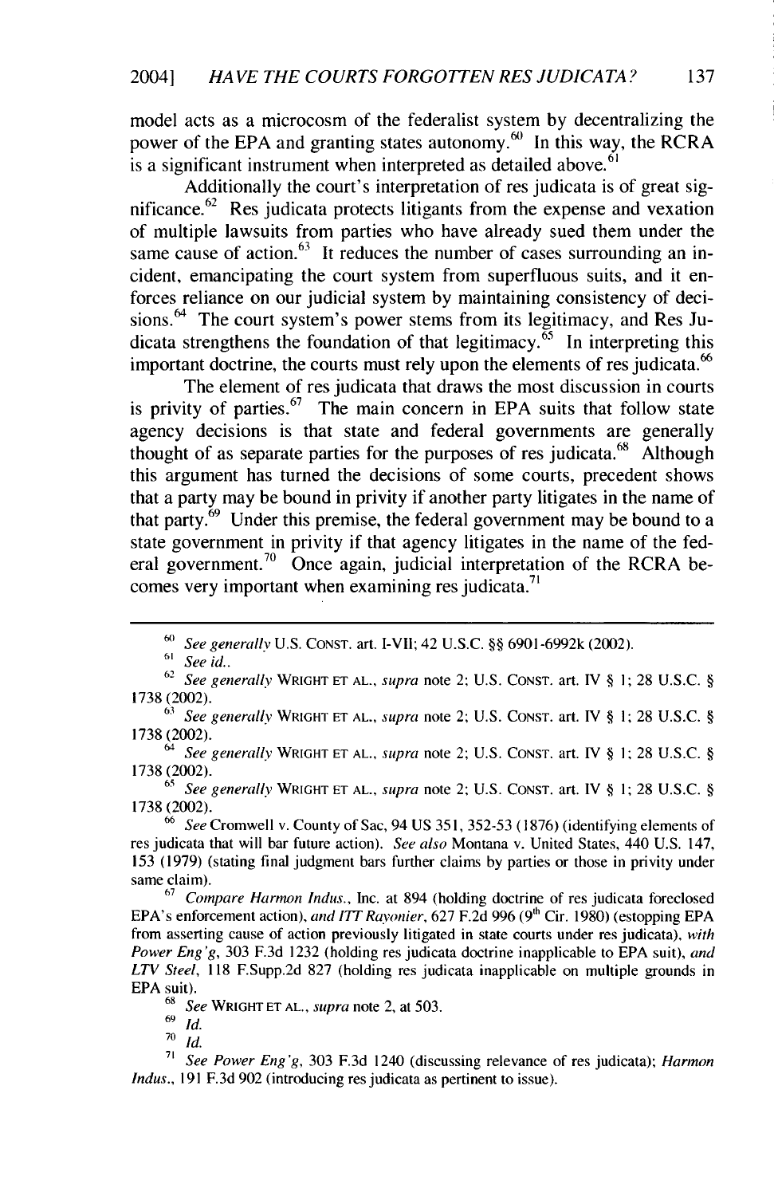model acts as a microcosm of the federalist system by decentralizing the power of the EPA and granting states autonomy.[60] In this way, the RCRA is a significant instrument when interpreted as detailed above.[61]

Additionally the court's interpretation of res judicata is of great significance.[62] Res judicata protects litigants from the expense and vexation of multiple lawsuits from parties who have already sued them under the same cause of action.[63] It reduces the number of cases surrounding an incident, emancipating the court system from superfluous suits, and it enforces reliance on our judicial system by maintaining consistency of decisions.[64] The court system's power stems from its legitimacy, and Res Judicata strengthens the foundation of that legitimacy.[65] In interpreting this important doctrine, the courts must rely upon the elements of res judicata.[66]

The element of res judicata that draws the most discussion in courts is privity of parties.[67] The main concern in EPA suits that follow state agency decisions is that state and federal governments are generally thought of as separate parties for the purposes of res judicata.[68] Although this argument has turned the decisions of some courts, precedent shows that a party may be bound in privity if another party litigates in the name of that party.[69] Under this premise, the federal government may be bound to a state government in privity if that agency litigates in the name of the federal government.[70] Once again, judicial interpretation of the RCRA becomes very important when examining res judicata.[71]

---

[60] *See generally* U.S. CONST. art. I-VII; 42 U.S.C. §§ 6901-6992k (2002).

[61] *See id.*.

[62] *See generally* WRIGHT ET AL., *supra* note 2; U.S. CONST. art. IV § 1; 28 U.S.C. § 1738 (2002).

[63] *See generally* WRIGHT ET AL., *supra* note 2; U.S. CONST. art. IV § 1; 28 U.S.C. § 1738 (2002).

[64] *See generally* WRIGHT ET AL., *supra* note 2; U.S. CONST. art. IV § 1; 28 U.S.C. § 1738 (2002).

[65] *See generally* WRIGHT ET AL., *supra* note 2; U.S. CONST. art. IV § 1; 28 U.S.C. § 1738 (2002).

[66] *See* Cromwell v. County of Sac, 94 US 351, 352-53 (1876) (identifying elements of res judicata that will bar future action). *See also* Montana v. United States, 440 U.S. 147, 153 (1979) (stating final judgment bars further claims by parties or those in privity under same claim).

[67] *Compare Harmon Indus.*, Inc. at 894 (holding doctrine of res judicata foreclosed EPA's enforcement action), *and ITT Rayonier*, 627 F.2d 996 (9th Cir. 1980) (estopping EPA from asserting cause of action previously litigated in state courts under res judicata), *with Power Eng'g*, 303 F.3d 1232 (holding res judicata doctrine inapplicable to EPA suit), *and LTV Steel*, 118 F.Supp.2d 827 (holding res judicata inapplicable on multiple grounds in EPA suit).

[68] *See* WRIGHT ET AL., *supra* note 2, at 503.

[69] *Id.*

[70] *Id.*

[71] *See Power Eng'g*, 303 F.3d 1240 (discussing relevance of res judicata); *Harmon Indus.*, 191 F.3d 902 (introducing res judicata as pertinent to issue).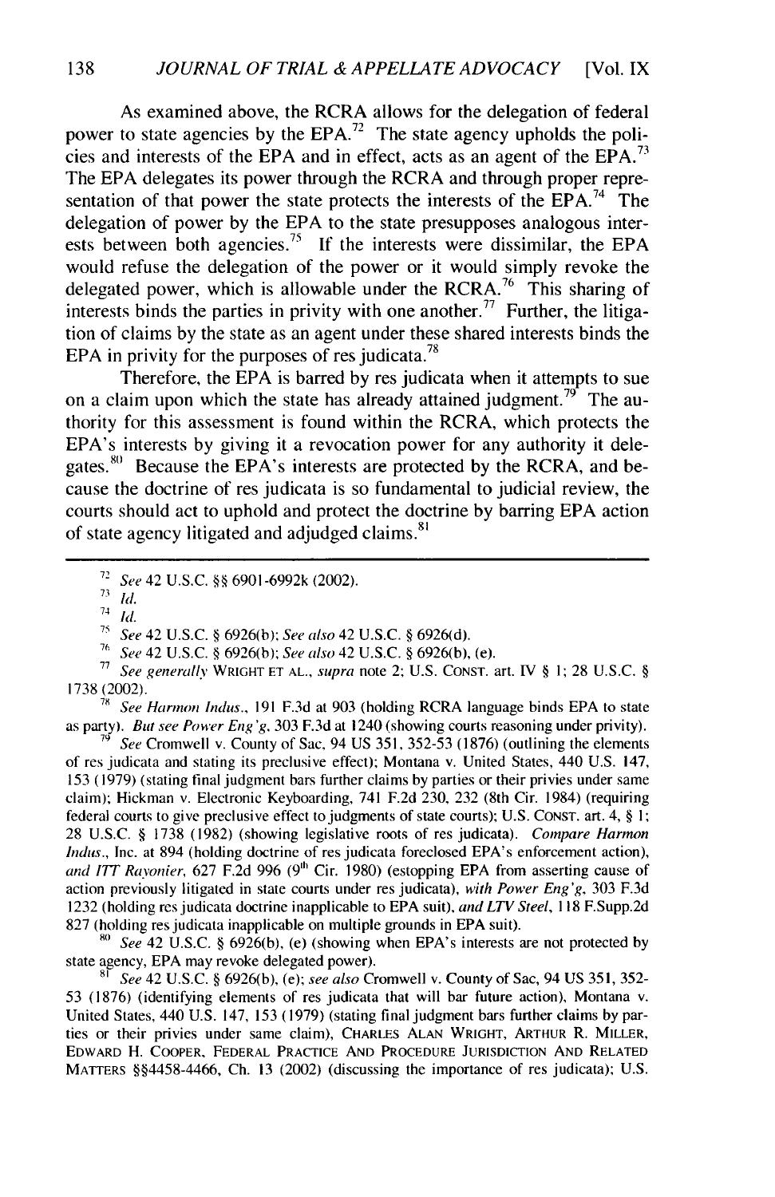As examined above, the RCRA allows for the delegation of federal power to state agencies by the EPA.[72] The state agency upholds the policies and interests of the EPA and in effect, acts as an agent of the EPA.[73] The EPA delegates its power through the RCRA and through proper representation of that power the state protects the interests of the EPA.[74] The delegation of power by the EPA to the state presupposes analogous interests between both agencies.[75] If the interests were dissimilar, the EPA would refuse the delegation of the power or it would simply revoke the delegated power, which is allowable under the RCRA.[76] This sharing of interests binds the parties in privity with one another.[77] Further, the litigation of claims by the state as an agent under these shared interests binds the EPA in privity for the purposes of res judicata.[78]

Therefore, the EPA is barred by res judicata when it attempts to sue on a claim upon which the state has already attained judgment.[79] The authority for this assessment is found within the RCRA, which protects the EPA's interests by giving it a revocation power for any authority it delegates.[80] Because the EPA's interests are protected by the RCRA, and because the doctrine of res judicata is so fundamental to judicial review, the courts should act to uphold and protect the doctrine by barring EPA action of state agency litigated and adjudged claims.[81]

---

[72] *See* 42 U.S.C. §§ 6901-6992k (2002).

[73] *Id.*

[74] *Id.*

[75] *See* 42 U.S.C. § 6926(b); *See also* 42 U.S.C. § 6926(d).

[76] *See* 42 U.S.C. § 6926(b); *See also* 42 U.S.C. § 6926(b), (e).

[77] *See generally* WRIGHT ET AL., *supra* note 2; U.S. CONST. art. IV § 1; 28 U.S.C. § 1738 (2002).

[78] *See Harmon Indus.*, 191 F.3d at 903 (holding RCRA language binds EPA to state as party). *But see Power Eng'g*, 303 F.3d at 1240 (showing courts reasoning under privity).

[79] *See* Cromwell v. County of Sac, 94 US 351, 352-53 (1876) (outlining the elements of res judicata and stating its preclusive effect); Montana v. United States, 440 U.S. 147, 153 (1979) (stating final judgment bars further claims by parties or their privies under same claim); Hickman v. Electronic Keyboarding, 741 F.2d 230, 232 (8th Cir. 1984) (requiring federal courts to give preclusive effect to judgments of state courts); U.S. CONST. art. 4, § 1; 28 U.S.C. § 1738 (1982) (showing legislative roots of res judicata). *Compare Harmon Indus.*, Inc. at 894 (holding doctrine of res judicata foreclosed EPA's enforcement action), *and ITT Rayonier*, 627 F.2d 996 (9th Cir. 1980) (estopping EPA from asserting cause of action previously litigated in state courts under res judicata), *with Power Eng'g*, 303 F.3d 1232 (holding res judicata doctrine inapplicable to EPA suit), *and LTV Steel*, 118 F.Supp.2d 827 (holding res judicata inapplicable on multiple grounds in EPA suit).

[80] *See* 42 U.S.C. § 6926(b), (e) (showing when EPA's interests are not protected by state agency, EPA may revoke delegated power).

[81] *See* 42 U.S.C. § 6926(b), (e); *see also* Cromwell v. County of Sac, 94 US 351, 352-53 (1876) (identifying elements of res judicata that will bar future action), Montana v. United States, 440 U.S. 147, 153 (1979) (stating final judgment bars further claims by parties or their privies under same claim), CHARLES ALAN WRIGHT, ARTHUR R. MILLER, EDWARD H. COOPER, FEDERAL PRACTICE AND PROCEDURE JURISDICTION AND RELATED MATTERS §§4458-4466, Ch. 13 (2002) (discussing the importance of res judicata); U.S.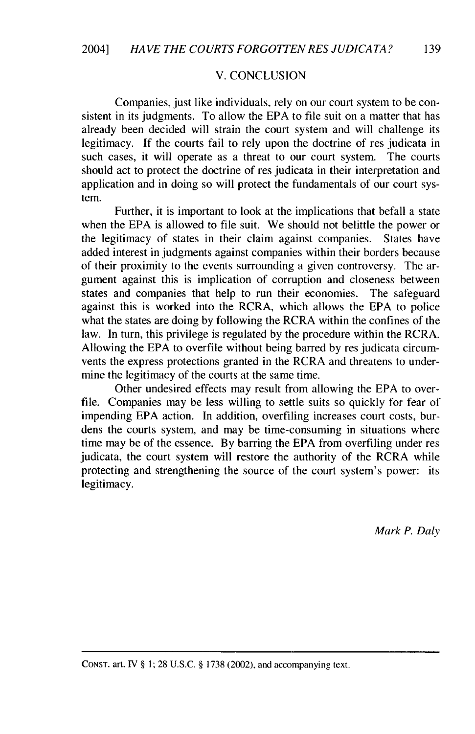## V. CONCLUSION

Companies, just like individuals, rely on our court system to be consistent in its judgments. To allow the EPA to file suit on a matter that has already been decided will strain the court system and will challenge its legitimacy. If the courts fail to rely upon the doctrine of res judicata in such cases, it will operate as a threat to our court system. The courts should act to protect the doctrine of res judicata in their interpretation and application and in doing so will protect the fundamentals of our court system.

Further, it is important to look at the implications that befall a state when the EPA is allowed to file suit. We should not belittle the power or the legitimacy of states in their claim against companies. States have added interest in judgments against companies within their borders because of their proximity to the events surrounding a given controversy. The argument against this is implication of corruption and closeness between states and companies that help to run their economies. The safeguard against this is worked into the RCRA, which allows the EPA to police what the states are doing by following the RCRA within the confines of the law. In turn, this privilege is regulated by the procedure within the RCRA. Allowing the EPA to overfile without being barred by res judicata circumvents the express protections granted in the RCRA and threatens to undermine the legitimacy of the courts at the same time.

Other undesired effects may result from allowing the EPA to overfile. Companies may be less willing to settle suits so quickly for fear of impending EPA action. In addition, overfiling increases court costs, burdens the courts system, and may be time-consuming in situations where time may be of the essence. By barring the EPA from overfiling under res judicata, the court system will restore the authority of the RCRA while protecting and strengthening the source of the court system's power: its legitimacy.

*Mark P. Daly*

---

CONST. art. IV § 1; 28 U.S.C. § 1738 (2002), and accompanying text.